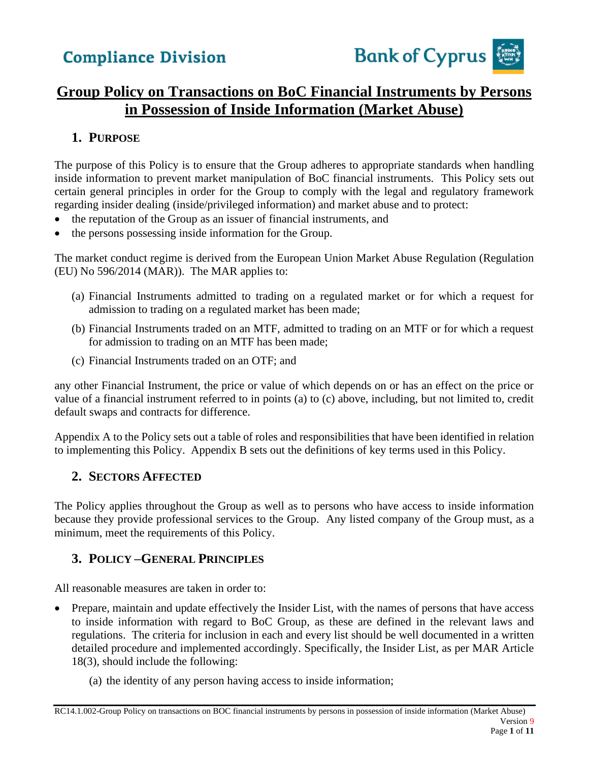# Group Policy on Transactions on BoC Financial Instruments by Persons in Possession of Inside Information (Market Abuse)

## 1. PURPOSE

The purpose of this Policy is to ensure that the Group adheres to appropriate standards when handling inside information to prevent market manipulation of BoC financial instruments. This Policy sets out certain general principles in order for the Group to comply with the legal and regulatory framework regarding insider dealing (inside/privileged information) and market abuse and to protect:

- the reputation of the Group as an issuer of financial instruments, and
- the persons possessing inside information for the Group.

The market conduct regime is derived from the European Union Market Abuse Regulation (Regulation (EU) No 596/2014 (MAR)). The MAR applies to:

(a) Financial Instruments admitted to trading on a regulated market or for which a request for admission to trading on a regulated market has been made;

(b) Financial Instruments traded on an MTF, admitted to trading on an MTF or for which a request for admission to trading on an MTF has been made;

(c) Financial Instruments traded on an OTF; and

any other Financial Instrument, the price or value of which depends on or has an effect on the price or value of a financial instrument referred to in points (a) to (c) above, including, but not limited to, credit default swaps and contracts for difference.

Appendix A to the Policy sets out a table of roles and responsibilities that have been identified in relation to implementing this Policy. Appendix B sets out the definitions of key terms used in this Policy.

## 2. SECTORS AFFECTED

The Policy applies throughout the Group as well as to persons who have access to inside information because they provide professional services to the Group. Any listed company of the Group must, as a minimum, meet the requirements of this Policy.

## 3. POLICY –GENERAL PRINCIPLES

All reasonable measures are taken in order to:

- Prepare, maintain and update effectively the Insider List, with the names of persons that have access to inside information with regard to BoC Group, as these are defined in the relevant laws and regulations. The criteria for inclusion in each and every list should be well documented in a written detailed procedure and implemented accordingly. Specifically, the Insider List, as per MAR Article 18(3), should include the following:

  (a) the identity of any person having access to inside information;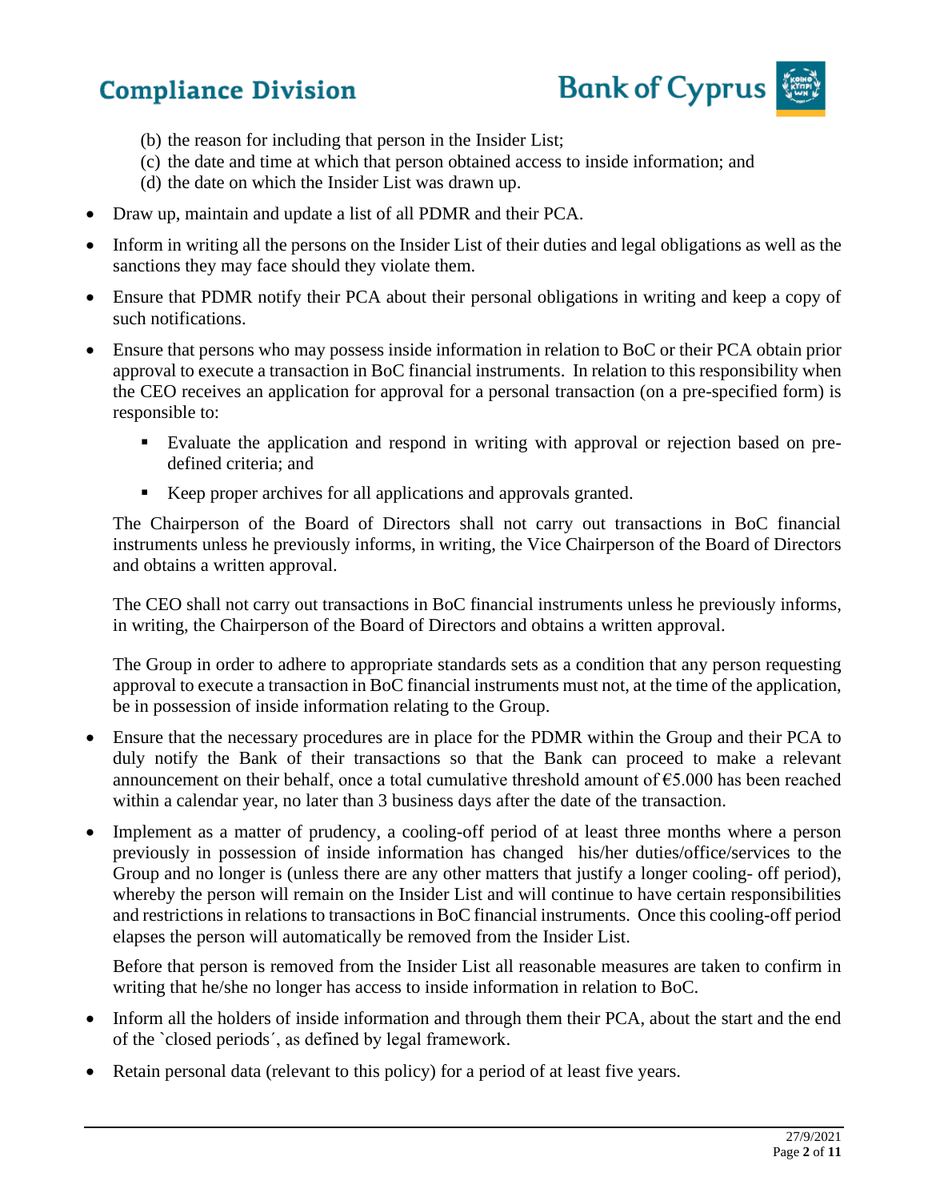(b) the reason for including that person in the Insider List;
(c) the date and time at which that person obtained access to inside information; and
(d) the date on which the Insider List was drawn up.

- Draw up, maintain and update a list of all PDMR and their PCA.
- Inform in writing all the persons on the Insider List of their duties and legal obligations as well as the sanctions they may face should they violate them.
- Ensure that PDMR notify their PCA about their personal obligations in writing and keep a copy of such notifications.
- Ensure that persons who may possess inside information in relation to BoC or their PCA obtain prior approval to execute a transaction in BoC financial instruments. In relation to this responsibility when the CEO receives an application for approval for a personal transaction (on a pre-specified form) is responsible to:
  - Evaluate the application and respond in writing with approval or rejection based on pre-defined criteria; and
  - Keep proper archives for all applications and approvals granted.

  The Chairperson of the Board of Directors shall not carry out transactions in BoC financial instruments unless he previously informs, in writing, the Vice Chairperson of the Board of Directors and obtains a written approval.

  The CEO shall not carry out transactions in BoC financial instruments unless he previously informs, in writing, the Chairperson of the Board of Directors and obtains a written approval.

  The Group in order to adhere to appropriate standards sets as a condition that any person requesting approval to execute a transaction in BoC financial instruments must not, at the time of the application, be in possession of inside information relating to the Group.

- Ensure that the necessary procedures are in place for the PDMR within the Group and their PCA to duly notify the Bank of their transactions so that the Bank can proceed to make a relevant announcement on their behalf, once a total cumulative threshold amount of €5.000 has been reached within a calendar year, no later than 3 business days after the date of the transaction.
- Implement as a matter of prudency, a cooling-off period of at least three months where a person previously in possession of inside information has changed his/her duties/office/services to the Group and no longer is (unless there are any other matters that justify a longer cooling- off period), whereby the person will remain on the Insider List and will continue to have certain responsibilities and restrictions in relations to transactions in BoC financial instruments. Once this cooling-off period elapses the person will automatically be removed from the Insider List.

  Before that person is removed from the Insider List all reasonable measures are taken to confirm in writing that he/she no longer has access to inside information in relation to BoC.

- Inform all the holders of inside information and through them their PCA, about the start and the end of the `closed periods´, as defined by legal framework.
- Retain personal data (relevant to this policy) for a period of at least five years.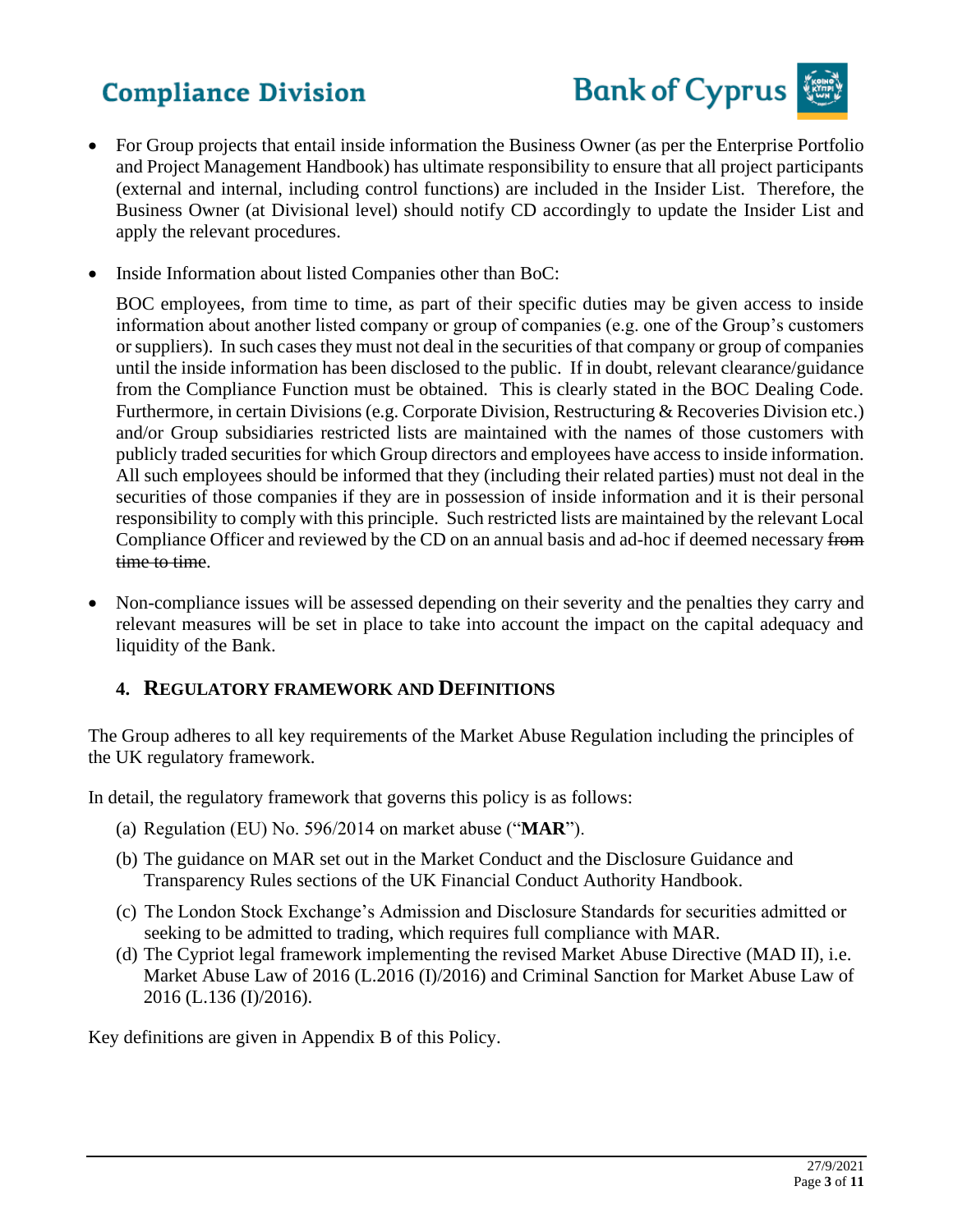- For Group projects that entail inside information the Business Owner (as per the Enterprise Portfolio and Project Management Handbook) has ultimate responsibility to ensure that all project participants (external and internal, including control functions) are included in the Insider List. Therefore, the Business Owner (at Divisional level) should notify CD accordingly to update the Insider List and apply the relevant procedures.

- Inside Information about listed Companies other than BoC:

  BOC employees, from time to time, as part of their specific duties may be given access to inside information about another listed company or group of companies (e.g. one of the Group's customers or suppliers). In such cases they must not deal in the securities of that company or group of companies until the inside information has been disclosed to the public. If in doubt, relevant clearance/guidance from the Compliance Function must be obtained. This is clearly stated in the BOC Dealing Code. Furthermore, in certain Divisions (e.g. Corporate Division, Restructuring & Recoveries Division etc.) and/or Group subsidiaries restricted lists are maintained with the names of those customers with publicly traded securities for which Group directors and employees have access to inside information. All such employees should be informed that they (including their related parties) must not deal in the securities of those companies if they are in possession of inside information and it is their personal responsibility to comply with this principle. Such restricted lists are maintained by the relevant Local Compliance Officer and reviewed by the CD on an annual basis and ad-hoc if deemed necessary ~~from time to time~~.

- Non-compliance issues will be assessed depending on their severity and the penalties they carry and relevant measures will be set in place to take into account the impact on the capital adequacy and liquidity of the Bank.

## 4. REGULATORY FRAMEWORK AND DEFINITIONS

The Group adheres to all key requirements of the Market Abuse Regulation including the principles of the UK regulatory framework.

In detail, the regulatory framework that governs this policy is as follows:

(a) Regulation (EU) No. 596/2014 on market abuse ("**MAR**").

(b) The guidance on MAR set out in the Market Conduct and the Disclosure Guidance and Transparency Rules sections of the UK Financial Conduct Authority Handbook.

(c) The London Stock Exchange's Admission and Disclosure Standards for securities admitted or seeking to be admitted to trading, which requires full compliance with MAR.

(d) The Cypriot legal framework implementing the revised Market Abuse Directive (MAD II), i.e. Market Abuse Law of 2016 (L.2016 (I)/2016) and Criminal Sanction for Market Abuse Law of 2016 (L.136 (I)/2016).

Key definitions are given in Appendix B of this Policy.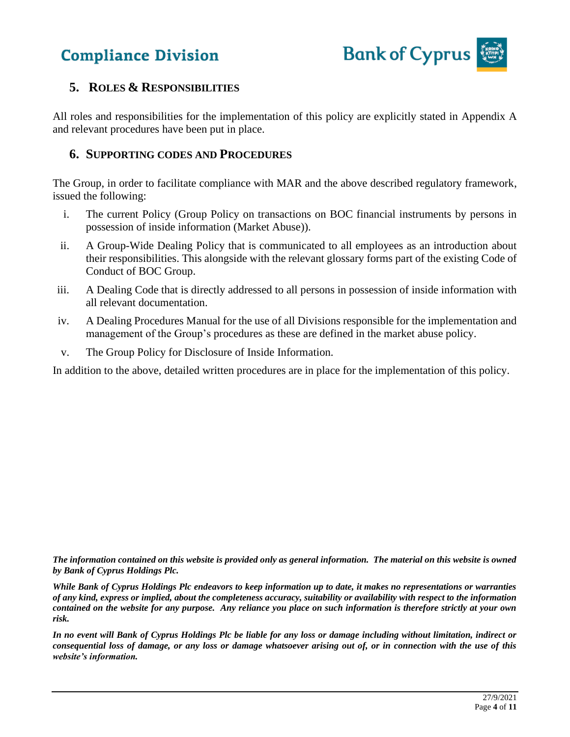## 5. Roles & Responsibilities

All roles and responsibilities for the implementation of this policy are explicitly stated in Appendix A and relevant procedures have been put in place.

## 6. Supporting codes and Procedures

The Group, in order to facilitate compliance with MAR and the above described regulatory framework, issued the following:

i. The current Policy (Group Policy on transactions on BOC financial instruments by persons in possession of inside information (Market Abuse)).

ii. A Group-Wide Dealing Policy that is communicated to all employees as an introduction about their responsibilities. This alongside with the relevant glossary forms part of the existing Code of Conduct of BOC Group.

iii. A Dealing Code that is directly addressed to all persons in possession of inside information with all relevant documentation.

iv. A Dealing Procedures Manual for the use of all Divisions responsible for the implementation and management of the Group's procedures as these are defined in the market abuse policy.

v. The Group Policy for Disclosure of Inside Information.

In addition to the above, detailed written procedures are in place for the implementation of this policy.

***The information contained on this website is provided only as general information. The material on this website is owned by Bank of Cyprus Holdings Plc.***

***While Bank of Cyprus Holdings Plc endeavors to keep information up to date, it makes no representations or warranties of any kind, express or implied, about the completeness accuracy, suitability or availability with respect to the information contained on the website for any purpose. Any reliance you place on such information is therefore strictly at your own risk.***

***In no event will Bank of Cyprus Holdings Plc be liable for any loss or damage including without limitation, indirect or consequential loss of damage, or any loss or damage whatsoever arising out of, or in connection with the use of this website's information.***

27/9/2021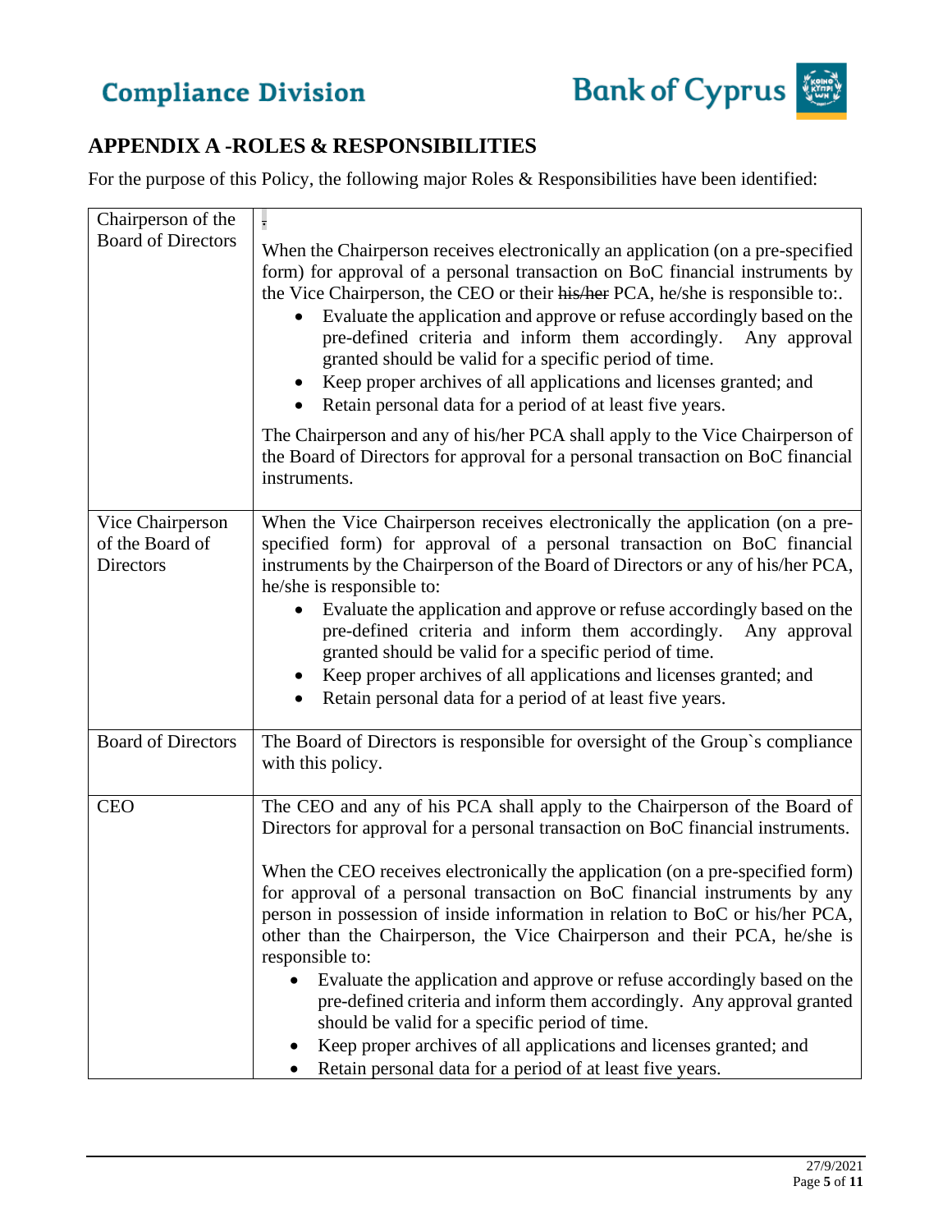## APPENDIX A -ROLES & RESPONSIBILITIES

For the purpose of this Policy, the following major Roles & Responsibilities have been identified:

| | |
|---|---|
| Chairperson of the Board of Directors | When the Chairperson receives electronically an application (on a pre-specified form) for approval of a personal transaction on BoC financial instruments by the Vice Chairperson, the CEO or their ~~his/her~~ PCA, he/she is responsible to:.<br>• Evaluate the application and approve or refuse accordingly based on the pre-defined criteria and inform them accordingly. Any approval granted should be valid for a specific period of time.<br>• Keep proper archives of all applications and licenses granted; and<br>• Retain personal data for a period of at least five years.<br><br>The Chairperson and any of his/her PCA shall apply to the Vice Chairperson of the Board of Directors for approval for a personal transaction on BoC financial instruments. |
| Vice Chairperson of the Board of Directors | When the Vice Chairperson receives electronically the application (on a pre-specified form) for approval of a personal transaction on BoC financial instruments by the Chairperson of the Board of Directors or any of his/her PCA, he/she is responsible to:<br>• Evaluate the application and approve or refuse accordingly based on the pre-defined criteria and inform them accordingly. Any approval granted should be valid for a specific period of time.<br>• Keep proper archives of all applications and licenses granted; and<br>• Retain personal data for a period of at least five years. |
| Board of Directors | The Board of Directors is responsible for oversight of the Group`s compliance with this policy. |
| CEO | The CEO and any of his PCA shall apply to the Chairperson of the Board of Directors for approval for a personal transaction on BoC financial instruments.<br><br>When the CEO receives electronically the application (on a pre-specified form) for approval of a personal transaction on BoC financial instruments by any person in possession of inside information in relation to BoC or his/her PCA, other than the Chairperson, the Vice Chairperson and their PCA, he/she is responsible to:<br>• Evaluate the application and approve or refuse accordingly based on the pre-defined criteria and inform them accordingly. Any approval granted should be valid for a specific period of time.<br>• Keep proper archives of all applications and licenses granted; and<br>• Retain personal data for a period of at least five years. |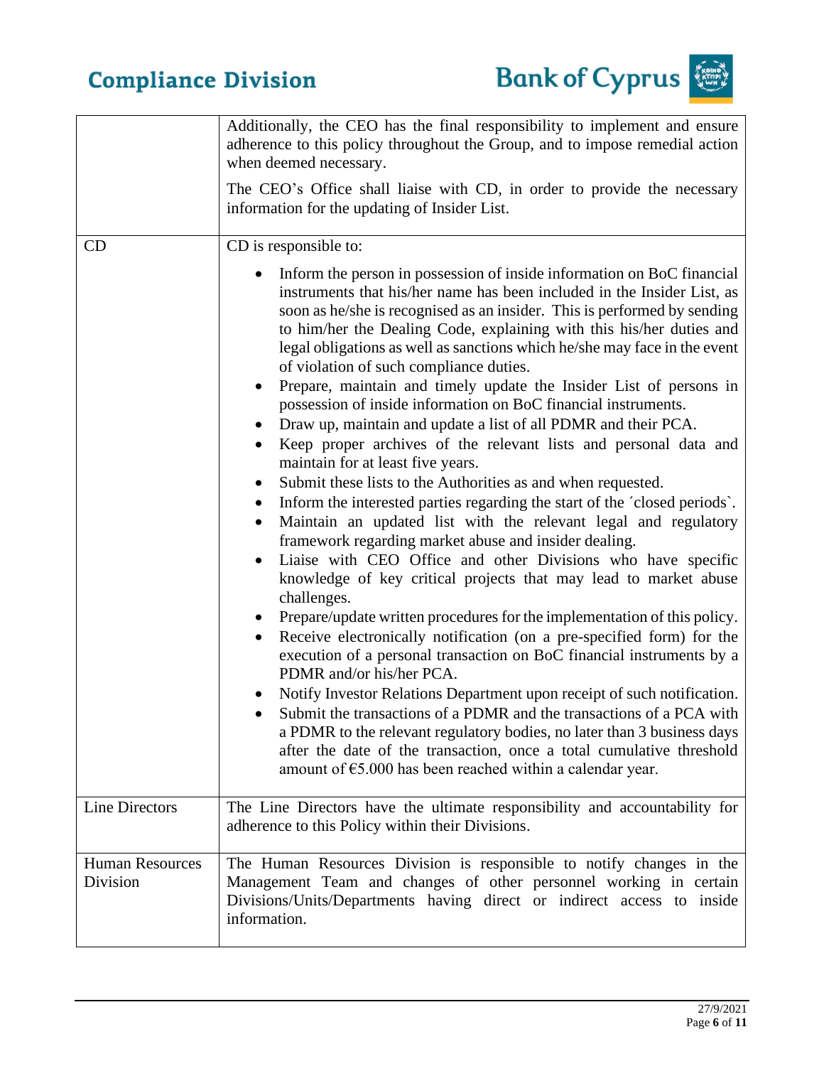| | |
|---|---|
| | Additionally, the CEO has the final responsibility to implement and ensure adherence to this policy throughout the Group, and to impose remedial action when deemed necessary.<br><br>The CEO's Office shall liaise with CD, in order to provide the necessary information for the updating of Insider List. |
| CD | CD is responsible to:<br><br>• Inform the person in possession of inside information on BoC financial instruments that his/her name has been included in the Insider List, as soon as he/she is recognised as an insider. This is performed by sending to him/her the Dealing Code, explaining with this his/her duties and legal obligations as well as sanctions which he/she may face in the event of violation of such compliance duties.<br>• Prepare, maintain and timely update the Insider List of persons in possession of inside information on BoC financial instruments.<br>• Draw up, maintain and update a list of all PDMR and their PCA.<br>• Keep proper archives of the relevant lists and personal data and maintain for at least five years.<br>• Submit these lists to the Authorities as and when requested.<br>• Inform the interested parties regarding the start of the ´closed periods`.<br>• Maintain an updated list with the relevant legal and regulatory framework regarding market abuse and insider dealing.<br>• Liaise with CEO Office and other Divisions who have specific knowledge of key critical projects that may lead to market abuse challenges.<br>• Prepare/update written procedures for the implementation of this policy.<br>• Receive electronically notification (on a pre-specified form) for the execution of a personal transaction on BoC financial instruments by a PDMR and/or his/her PCA.<br>• Notify Investor Relations Department upon receipt of such notification.<br>• Submit the transactions of a PDMR and the transactions of a PCA with a PDMR to the relevant regulatory bodies, no later than 3 business days after the date of the transaction, once a total cumulative threshold amount of €5.000 has been reached within a calendar year. |
| Line Directors | The Line Directors have the ultimate responsibility and accountability for adherence to this Policy within their Divisions. |
| Human Resources Division | The Human Resources Division is responsible to notify changes in the Management Team and changes of other personnel working in certain Divisions/Units/Departments having direct or indirect access to inside information. |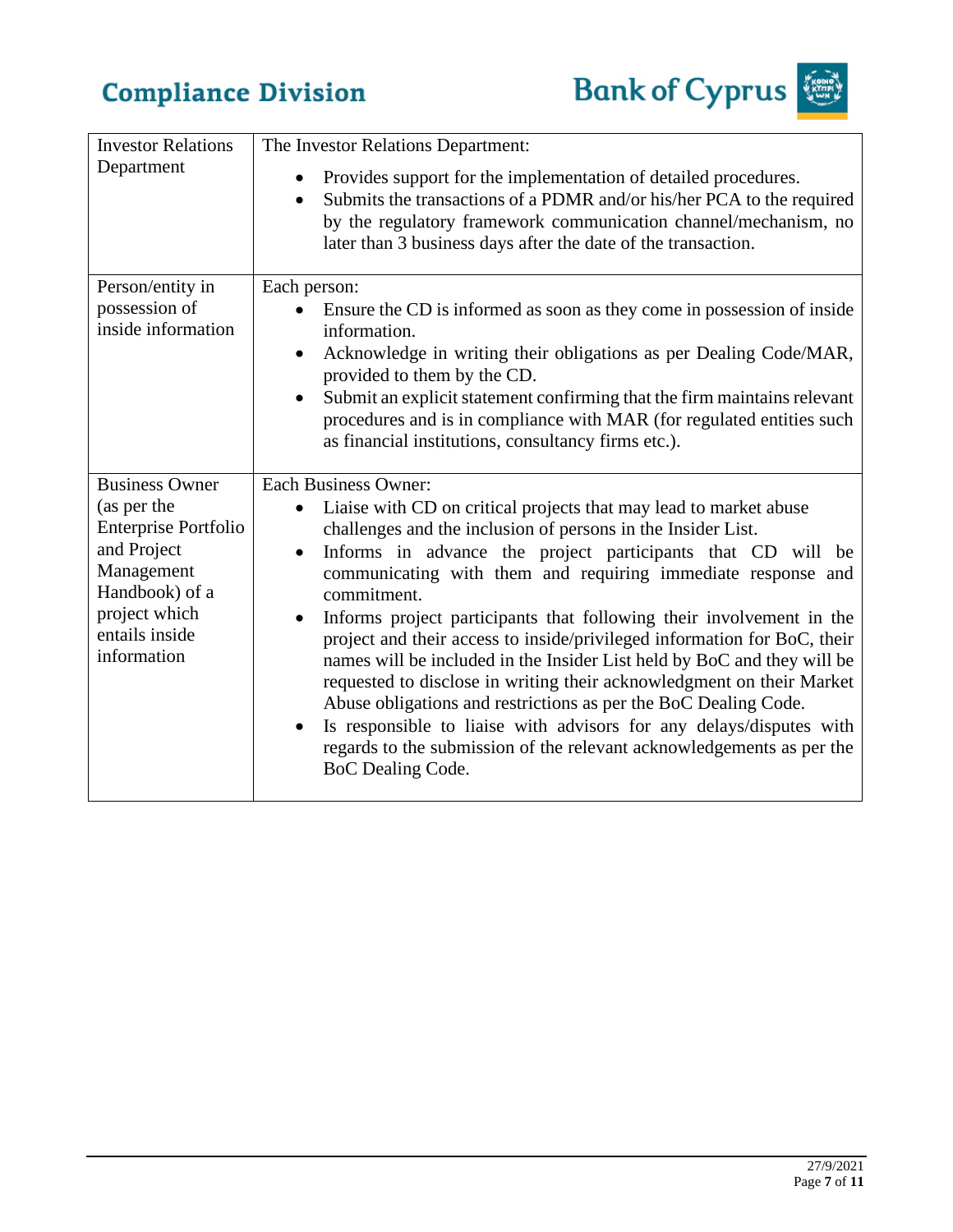| | |
|---|---|
| Investor Relations Department | The Investor Relations Department:<br>• Provides support for the implementation of detailed procedures.<br>• Submits the transactions of a PDMR and/or his/her PCA to the required by the regulatory framework communication channel/mechanism, no later than 3 business days after the date of the transaction. |
| Person/entity in possession of inside information | Each person:<br>• Ensure the CD is informed as soon as they come in possession of inside information.<br>• Acknowledge in writing their obligations as per Dealing Code/MAR, provided to them by the CD.<br>• Submit an explicit statement confirming that the firm maintains relevant procedures and is in compliance with MAR (for regulated entities such as financial institutions, consultancy firms etc.). |
| Business Owner (as per the Enterprise Portfolio and Project Management Handbook) of a project which entails inside information | Each Business Owner:<br>• Liaise with CD on critical projects that may lead to market abuse challenges and the inclusion of persons in the Insider List.<br>• Informs in advance the project participants that CD will be communicating with them and requiring immediate response and commitment.<br>• Informs project participants that following their involvement in the project and their access to inside/privileged information for BoC, their names will be included in the Insider List held by BoC and they will be requested to disclose in writing their acknowledgment on their Market Abuse obligations and restrictions as per the BoC Dealing Code.<br>• Is responsible to liaise with advisors for any delays/disputes with regards to the submission of the relevant acknowledgements as per the BoC Dealing Code. |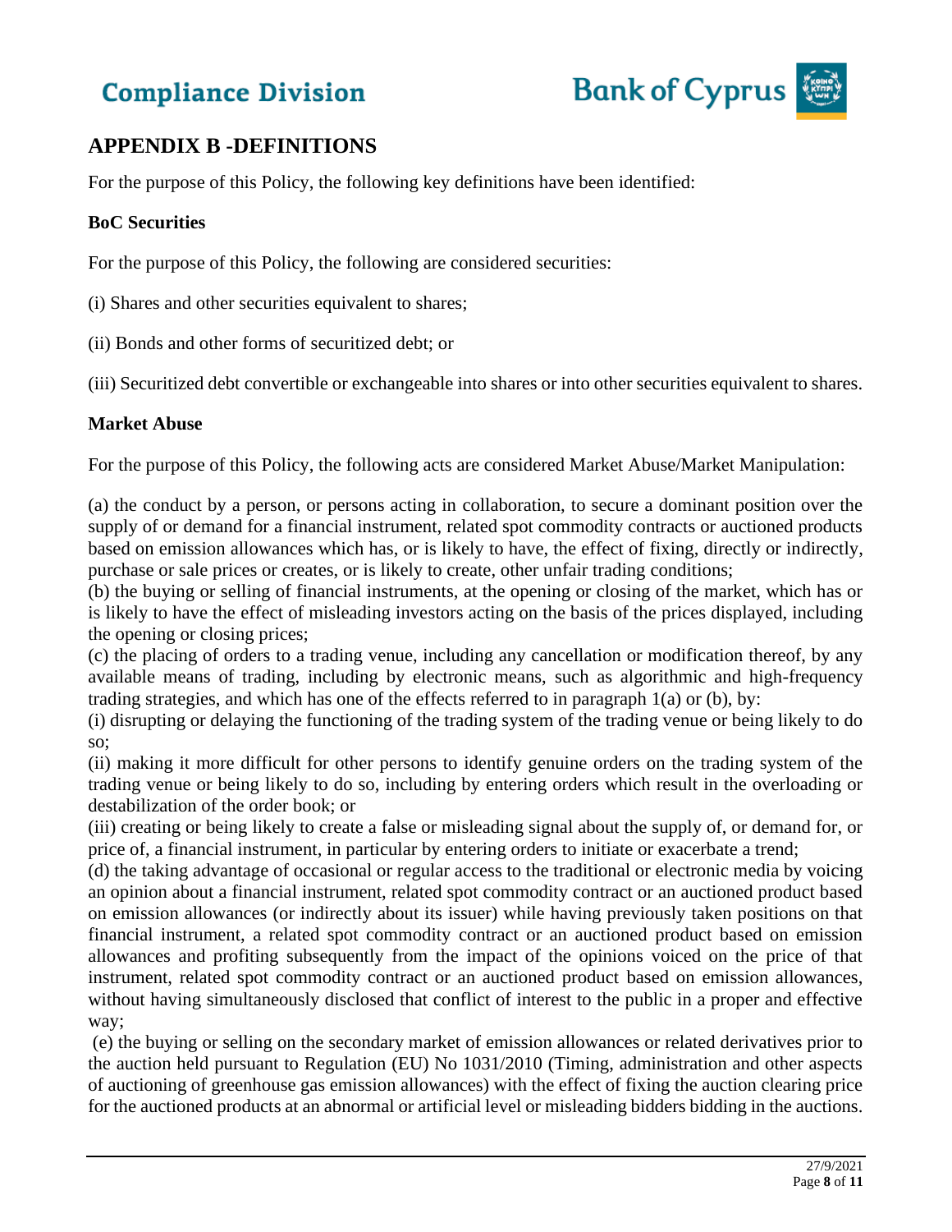## APPENDIX B -DEFINITIONS

For the purpose of this Policy, the following key definitions have been identified:

**BoC Securities**

For the purpose of this Policy, the following are considered securities:

(i) Shares and other securities equivalent to shares;

(ii) Bonds and other forms of securitized debt; or

(iii) Securitized debt convertible or exchangeable into shares or into other securities equivalent to shares.

**Market Abuse**

For the purpose of this Policy, the following acts are considered Market Abuse/Market Manipulation:

(a) the conduct by a person, or persons acting in collaboration, to secure a dominant position over the supply of or demand for a financial instrument, related spot commodity contracts or auctioned products based on emission allowances which has, or is likely to have, the effect of fixing, directly or indirectly, purchase or sale prices or creates, or is likely to create, other unfair trading conditions;

(b) the buying or selling of financial instruments, at the opening or closing of the market, which has or is likely to have the effect of misleading investors acting on the basis of the prices displayed, including the opening or closing prices;

(c) the placing of orders to a trading venue, including any cancellation or modification thereof, by any available means of trading, including by electronic means, such as algorithmic and high-frequency trading strategies, and which has one of the effects referred to in paragraph 1(a) or (b), by:

(i) disrupting or delaying the functioning of the trading system of the trading venue or being likely to do so;

(ii) making it more difficult for other persons to identify genuine orders on the trading system of the trading venue or being likely to do so, including by entering orders which result in the overloading or destabilization of the order book; or

(iii) creating or being likely to create a false or misleading signal about the supply of, or demand for, or price of, a financial instrument, in particular by entering orders to initiate or exacerbate a trend;

(d) the taking advantage of occasional or regular access to the traditional or electronic media by voicing an opinion about a financial instrument, related spot commodity contract or an auctioned product based on emission allowances (or indirectly about its issuer) while having previously taken positions on that financial instrument, a related spot commodity contract or an auctioned product based on emission allowances and profiting subsequently from the impact of the opinions voiced on the price of that instrument, related spot commodity contract or an auctioned product based on emission allowances, without having simultaneously disclosed that conflict of interest to the public in a proper and effective way;

(e) the buying or selling on the secondary market of emission allowances or related derivatives prior to the auction held pursuant to Regulation (EU) No 1031/2010 (Timing, administration and other aspects of auctioning of greenhouse gas emission allowances) with the effect of fixing the auction clearing price for the auctioned products at an abnormal or artificial level or misleading bidders bidding in the auctions.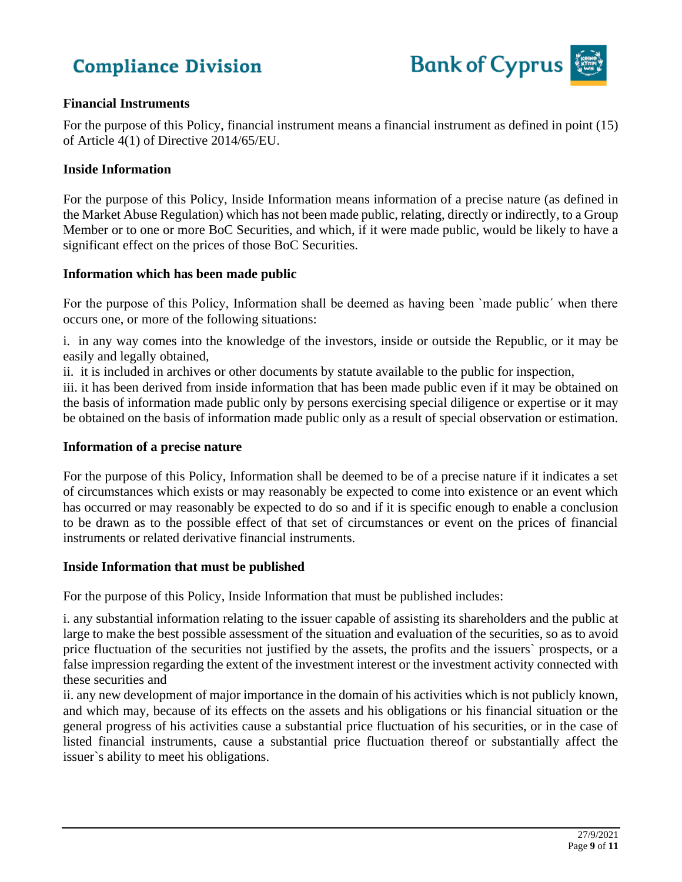**Financial Instruments**

For the purpose of this Policy, financial instrument means a financial instrument as defined in point (15) of Article 4(1) of Directive 2014/65/EU.

**Inside Information**

For the purpose of this Policy, Inside Information means information of a precise nature (as defined in the Market Abuse Regulation) which has not been made public, relating, directly or indirectly, to a Group Member or to one or more BoC Securities, and which, if it were made public, would be likely to have a significant effect on the prices of those BoC Securities.

**Information which has been made public**

For the purpose of this Policy, Information shall be deemed as having been `made public´ when there occurs one, or more of the following situations:

i. in any way comes into the knowledge of the investors, inside or outside the Republic, or it may be easily and legally obtained,

ii. it is included in archives or other documents by statute available to the public for inspection,

iii. it has been derived from inside information that has been made public even if it may be obtained on the basis of information made public only by persons exercising special diligence or expertise or it may be obtained on the basis of information made public only as a result of special observation or estimation.

**Information of a precise nature**

For the purpose of this Policy, Information shall be deemed to be of a precise nature if it indicates a set of circumstances which exists or may reasonably be expected to come into existence or an event which has occurred or may reasonably be expected to do so and if it is specific enough to enable a conclusion to be drawn as to the possible effect of that set of circumstances or event on the prices of financial instruments or related derivative financial instruments.

**Inside Information that must be published**

For the purpose of this Policy, Inside Information that must be published includes:

i. any substantial information relating to the issuer capable of assisting its shareholders and the public at large to make the best possible assessment of the situation and evaluation of the securities, so as to avoid price fluctuation of the securities not justified by the assets, the profits and the issuers` prospects, or a false impression regarding the extent of the investment interest or the investment activity connected with these securities and

ii. any new development of major importance in the domain of his activities which is not publicly known, and which may, because of its effects on the assets and his obligations or his financial situation or the general progress of his activities cause a substantial price fluctuation of his securities, or in the case of listed financial instruments, cause a substantial price fluctuation thereof or substantially affect the issuer`s ability to meet his obligations.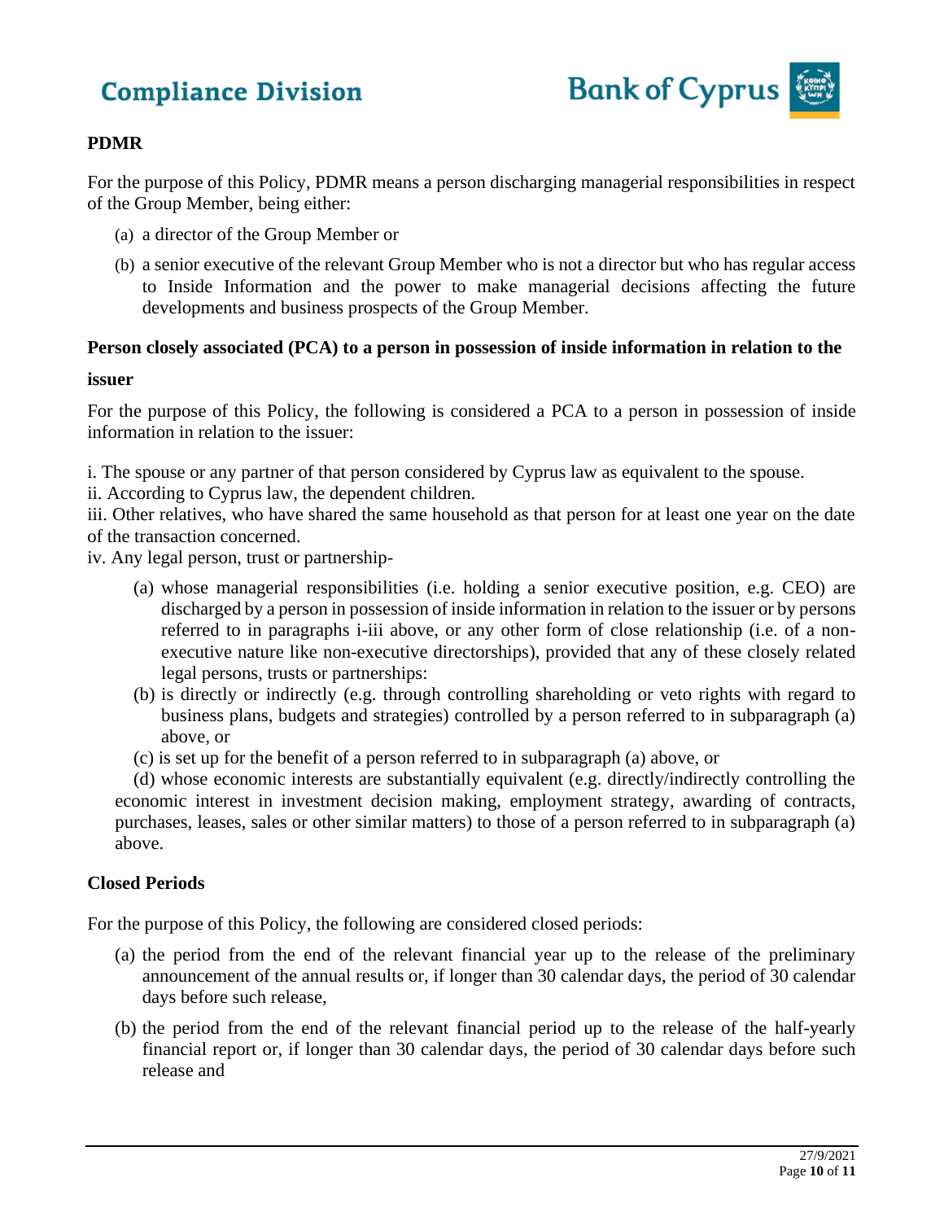**PDMR**

For the purpose of this Policy, PDMR means a person discharging managerial responsibilities in respect of the Group Member, being either:

(a) a director of the Group Member or

(b) a senior executive of the relevant Group Member who is not a director but who has regular access to Inside Information and the power to make managerial decisions affecting the future developments and business prospects of the Group Member.

**Person closely associated (PCA) to a person in possession of inside information in relation to the issuer**

For the purpose of this Policy, the following is considered a PCA to a person in possession of inside information in relation to the issuer:

i. The spouse or any partner of that person considered by Cyprus law as equivalent to the spouse.
ii. According to Cyprus law, the dependent children.
iii. Other relatives, who have shared the same household as that person for at least one year on the date of the transaction concerned.
iv. Any legal person, trust or partnership-

(a) whose managerial responsibilities (i.e. holding a senior executive position, e.g. CEO) are discharged by a person in possession of inside information in relation to the issuer or by persons referred to in paragraphs i-iii above, or any other form of close relationship (i.e. of a non-executive nature like non-executive directorships), provided that any of these closely related legal persons, trusts or partnerships:

(b) is directly or indirectly (e.g. through controlling shareholding or veto rights with regard to business plans, budgets and strategies) controlled by a person referred to in subparagraph (a) above, or

(c) is set up for the benefit of a person referred to in subparagraph (a) above, or

(d) whose economic interests are substantially equivalent (e.g. directly/indirectly controlling the economic interest in investment decision making, employment strategy, awarding of contracts, purchases, leases, sales or other similar matters) to those of a person referred to in subparagraph (a) above.

**Closed Periods**

For the purpose of this Policy, the following are considered closed periods:

(a) the period from the end of the relevant financial year up to the release of the preliminary announcement of the annual results or, if longer than 30 calendar days, the period of 30 calendar days before such release,

(b) the period from the end of the relevant financial period up to the release of the half-yearly financial report or, if longer than 30 calendar days, the period of 30 calendar days before such release and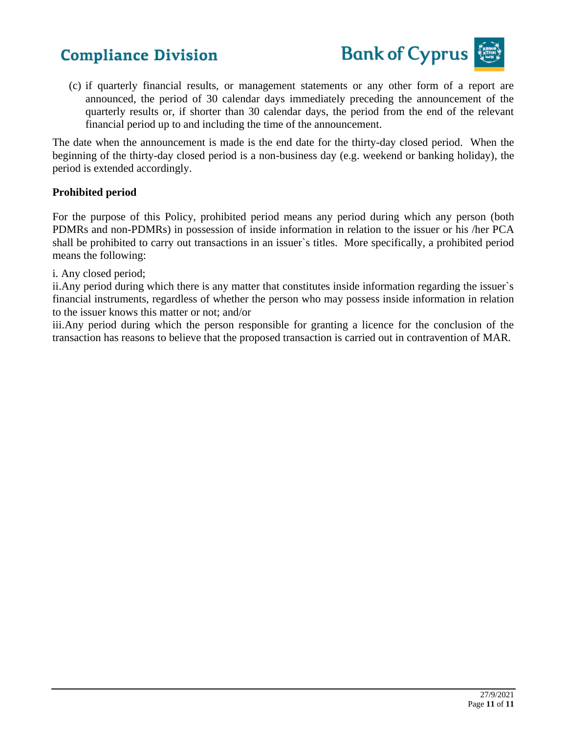(c) if quarterly financial results, or management statements or any other form of a report are announced, the period of 30 calendar days immediately preceding the announcement of the quarterly results or, if shorter than 30 calendar days, the period from the end of the relevant financial period up to and including the time of the announcement.

The date when the announcement is made is the end date for the thirty-day closed period. When the beginning of the thirty-day closed period is a non-business day (e.g. weekend or banking holiday), the period is extended accordingly.

**Prohibited period**

For the purpose of this Policy, prohibited period means any period during which any person (both PDMRs and non-PDMRs) in possession of inside information in relation to the issuer or his /her PCA shall be prohibited to carry out transactions in an issuer`s titles. More specifically, a prohibited period means the following:

i. Any closed period;

ii.Any period during which there is any matter that constitutes inside information regarding the issuer`s financial instruments, regardless of whether the person who may possess inside information in relation to the issuer knows this matter or not; and/or

iii.Any period during which the person responsible for granting a licence for the conclusion of the transaction has reasons to believe that the proposed transaction is carried out in contravention of MAR.